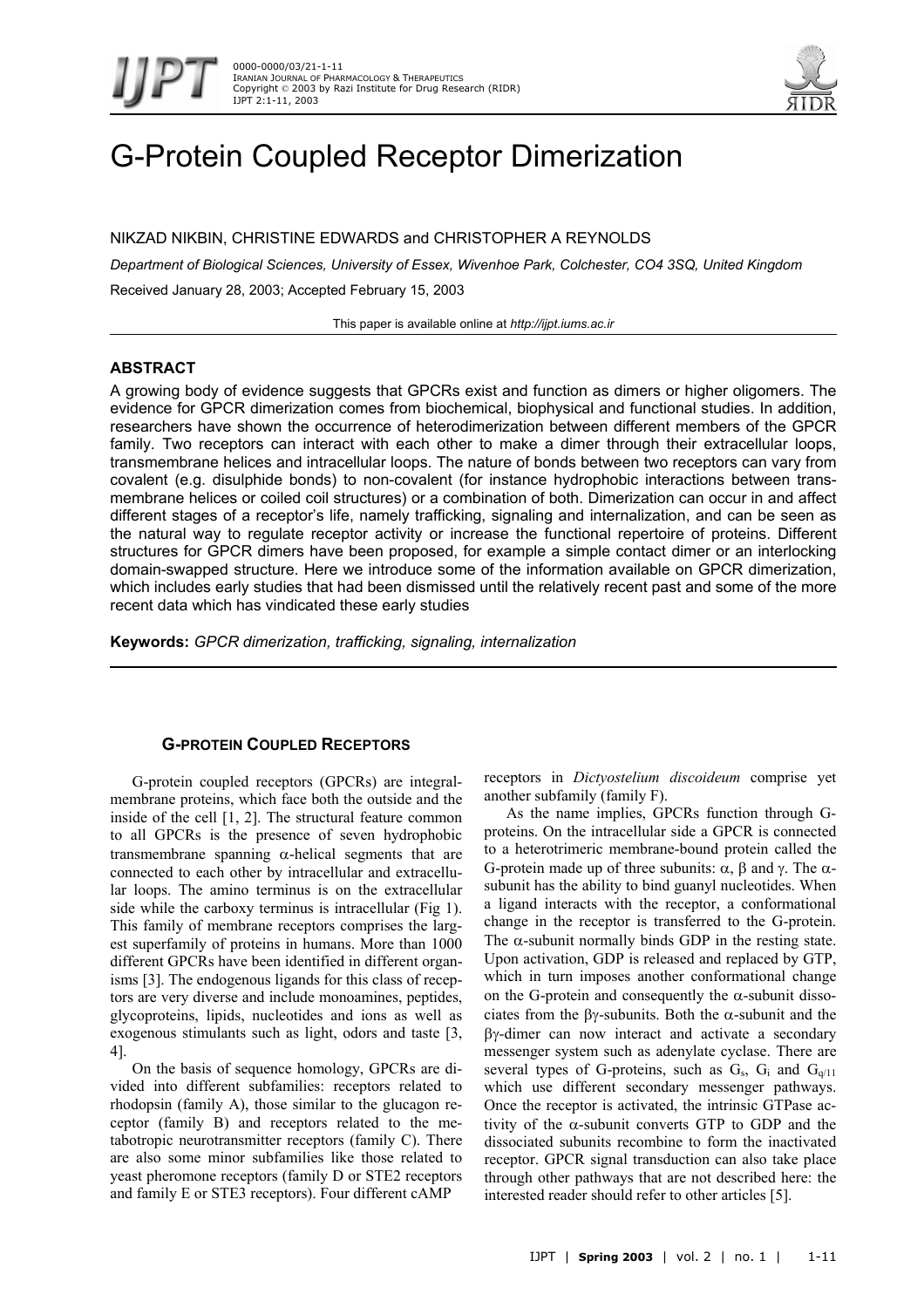# G-Protein Coupled Receptor Dimerization

NIKZAD NIKBIN, CHRISTINE EDWARDS and CHRISTOPHER A REYNOLDS

*Department of Biological Sciences, University of Essex, Wivenhoe Park, Colchester, CO4 3SQ, United Kingdom*

Received January 28, 2003; Accepted February 15, 2003

This paper is available online at *http://ijpt.iums.ac.ir*

## ABSTRACT

A growing body of evidence suggests that GPCRs exist and function as dimers or higher oligomers. The evidence for GPCR dimerization comes from biochemical, biophysical and functional studies. In addition, researchers have shown the occurrence of heterodimerization between different members of the GPCR family. Two receptors can interact with each other to make a dimer through their extracellular loops, transmembrane helices and intracellular loops. The nature of bonds between two receptors can vary from covalent (e.g. disulphide bonds) to non-covalent (for instance hydrophobic interactions between transmembrane helices or coiled coil structures) or a combination of both. Dimerization can occur in and affect different stages of a receptor's life, namely trafficking, signaling and internalization, and can be seen as the natural way to regulate receptor activity or increase the functional repertoire of proteins. Different structures for GPCR dimers have been proposed, for example a simple contact dimer or an interlocking domain-swapped structure. Here we introduce some of the information available on GPCR dimerization, which includes early studies that had been dismissed until the relatively recent past and some of the more recent data which has vindicated these early studies

**Keywords:** *GPCR dimerization, trafficking, signaling, internalization*

## G-PROTEIN COUPLED RECEPTORS

G-protein coupled receptors (GPCRs) are integral-membrane proteins, which face both the outside and the inside of the cell [1, 2]. The structural feature common to all GPCRs is the presence of seven hydrophobic transmembrane spanning α-helical segments that are connected to each other by intracellular and extracellular loops. The amino terminus is on the extracellular side while the carboxy terminus is intracellular (Fig 1). This family of membrane receptors comprises the largest superfamily of proteins in humans. More than 1000 different GPCRs have been identified in different organisms [3]. The endogenous ligands for this class of receptors are very diverse and include monoamines, peptides, glycoproteins, lipids, nucleotides and ions as well as exogenous stimulants such as light, odors and taste [3, 4].

On the basis of sequence homology, GPCRs are divided into different subfamilies: receptors related to rhodopsin (family A), those similar to the glucagon receptor (family B) and receptors related to the metabotropic neurotransmitter receptors (family C). There are also some minor subfamilies like those related to yeast pheromone receptors (family D or STE2 receptors) and family E or STE3 receptors). Four different cAMP receptors in *Dictyostelium discoideum* comprise yet another subfamily (family F).

As the name implies, GPCRs function through G-proteins. On the intracellular side a GPCR is connected to a heterotrimeric membrane-bound protein called the G-protein made up of three subunits: α, β and γ. The α-subunit has the ability to bind guanyl nucleotides. When a ligand interacts with the receptor, a conformational change in the receptor is transferred to the G-protein. The α-subunit normally binds GDP in the resting state. Upon activation, GDP is released and replaced by GTP, which in turn imposes another conformational change on the G-protein and consequently the α-subunit dissociates from the βγ-subunits. Both the α-subunit and the βγ-dimer can now interact and activate a secondary messenger system such as adenylate cyclase. There are several types of G-proteins, such as $G_s$, $G_i$ and $G_{q/11}$ which use different secondary messenger pathways. Once the receptor is activated, the intrinsic GTPase activity of the α-subunit converts GTP to GDP and the dissociated subunits recombine to form the inactivated receptor. GPCR signal transduction can also take place through other pathways that are not described here: the interested reader should refer to other articles [5].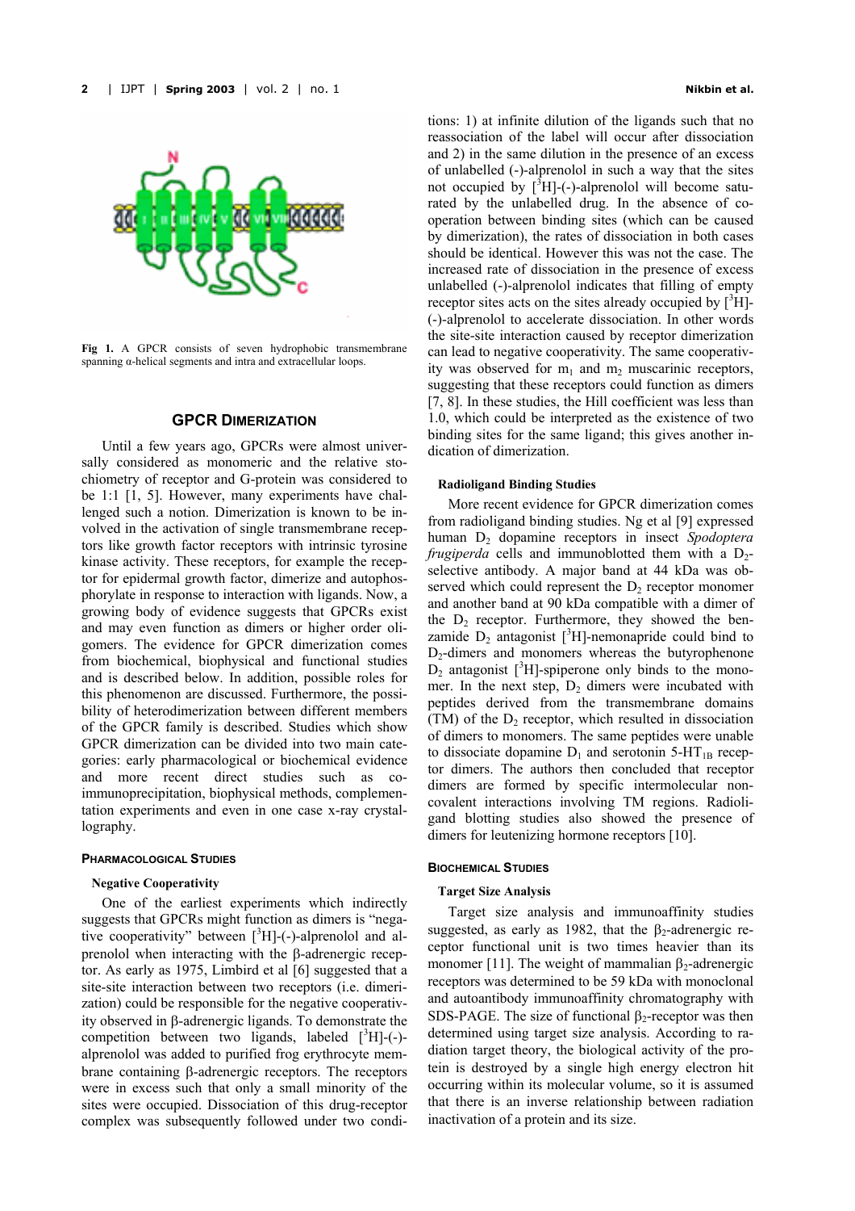Fig 1. A GPCR consists of seven hydrophobic transmembrane spanning α-helical segments and intra and extracellular loops.

## GPCR DIMERIZATION

Until a few years ago, GPCRs were almost universally considered as monomeric and the relative stochiometry of receptor and G-protein was considered to be 1:1 [1, 5]. However, many experiments have challenged such a notion. Dimerization is known to be involved in the activation of single transmembrane receptors like growth factor receptors with intrinsic tyrosine kinase activity. These receptors, for example the receptor for epidermal growth factor, dimerize and autophosphorylate in response to interaction with ligands. Now, a growing body of evidence suggests that GPCRs exist and may even function as dimers or higher order oligomers. The evidence for GPCR dimerization comes from biochemical, biophysical and functional studies and is described below. In addition, possible roles for this phenomenon are discussed. Furthermore, the possibility of heterodimerization between different members of the GPCR family is described. Studies which show GPCR dimerization can be divided into two main categories: early pharmacological or biochemical evidence and more recent direct studies such as co-immunoprecipitation, biophysical methods, complementation experiments and even in one case x-ray crystallography.

### PHARMACOLOGICAL STUDIES

#### Negative Cooperativity

One of the earliest experiments which indirectly suggests that GPCRs might function as dimers is "negative cooperativity" between [$^3$H]-(-)-alprenolol and alprenolol when interacting with the β-adrenergic receptor. As early as 1975, Limbird et al [6] suggested that a site-site interaction between two receptors (i.e. dimerization) could be responsible for the negative cooperativity observed in β-adrenergic ligands. To demonstrate the competition between two ligands, labeled [$^3$H]-(-)-alprenolol was added to purified frog erythrocyte membrane containing β-adrenergic receptors. The receptors were in excess such that only a small minority of the sites were occupied. Dissociation of this drug-receptor complex was subsequently followed under two conditions: 1) at infinite dilution of the ligands such that no reassociation of the label will occur after dissociation and 2) in the same dilution in the presence of an excess of unlabelled (-)-alprenolol in such a way that the sites not occupied by [$^3$H]-(-)-alprenolol will become saturated by the unlabelled drug. In the absence of cooperation between binding sites (which can be caused by dimerization), the rates of dissociation in both cases should be identical. However this was not the case. The increased rate of dissociation in the presence of excess unlabelled (-)-alprenolol indicates that filling of empty receptor sites acts on the sites already occupied by [$^3$H]-(-)-alprenolol to accelerate dissociation. In other words the site-site interaction caused by receptor dimerization can lead to negative cooperativity. The same cooperativity was observed for $m_1$ and $m_2$ muscarinic receptors, suggesting that these receptors could function as dimers [7, 8]. In these studies, the Hill coefficient was less than 1.0, which could be interpreted as the existence of two binding sites for the same ligand; this gives another indication of dimerization.

#### Radioligand Binding Studies

More recent evidence for GPCR dimerization comes from radioligand binding studies. Ng et al [9] expressed human $D_2$ dopamine receptors in insect *Spodoptera frugiperda* cells and immunoblotted them with a $D_2$-selective antibody. A major band at 44 kDa was observed which could represent the $D_2$ receptor monomer and another band at 90 kDa compatible with a dimer of the $D_2$ receptor. Furthermore, they showed the benzamide $D_2$ antagonist [$^3$H]-nemonapride could bind to $D_2$-dimers and monomers whereas the butyrophenone $D_2$ antagonist [$^3$H]-spiperone only binds to the monomer. In the next step, $D_2$ dimers were incubated with peptides derived from the transmembrane domains (TM) of the $D_2$ receptor, which resulted in dissociation of dimers to monomers. The same peptides were unable to dissociate dopamine $D_1$ and serotonin 5-$HT_{1B}$ receptor dimers. The authors then concluded that receptor dimers are formed by specific intermolecular non-covalent interactions involving TM regions. Radioligand blotting studies also showed the presence of dimers for leutenizing hormone receptors [10].

### BIOCHEMICAL STUDIES

#### Target Size Analysis

Target size analysis and immunoaffinity studies suggested, as early as 1982, that the $\beta_2$-adrenergic receptor functional unit is two times heavier than its monomer [11]. The weight of mammalian $\beta_2$-adrenergic receptors was determined to be 59 kDa with monoclonal and autoantibody immunoaffinity chromatography with SDS-PAGE. The size of functional $\beta_2$-receptor was then determined using target size analysis. According to radiation target theory, the biological activity of the protein is destroyed by a single high energy electron hit occurring within its molecular volume, so it is assumed that there is an inverse relationship between radiation inactivation of a protein and its size.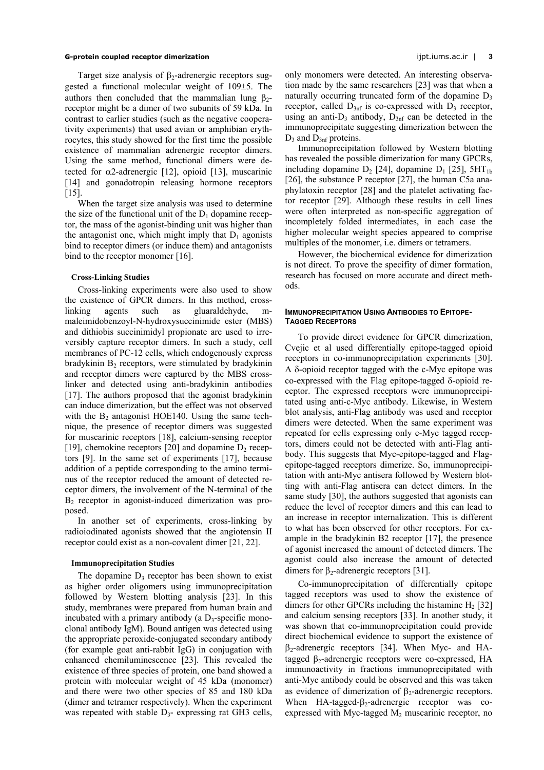Target size analysis of $\beta_2$-adrenergic receptors suggested a functional molecular weight of 109±5. The authors then concluded that the mammalian lung $\beta_2$-receptor might be a dimer of two subunits of 59 kDa. In contrast to earlier studies (such as the negative cooperativity experiments) that used avian or amphibian erythrocytes, this study showed for the first time the possible existence of mammalian adrenergic receptor dimers. Using the same method, functional dimers were detected for $\alpha$2-adrenergic [12], opioid [13], muscarinic [14] and gonadotropin releasing hormone receptors [15].

When the target size analysis was used to determine the size of the functional unit of the $D_1$ dopamine receptor, the mass of the agonist-binding unit was higher than the antagonist one, which might imply that $D_1$ agonists bind to receptor dimers (or induce them) and antagonists bind to the receptor monomer [16].

### Cross-Linking Studies

Cross-linking experiments were also used to show the existence of GPCR dimers. In this method, cross-linking agents such as gluaraldehyde, m-maleimidobenzoyl-N-hydroxysuccinimide ester (MBS) and dithiobis succinimidyl propionate are used to irreversibly capture receptor dimers. In such a study, cell membranes of PC-12 cells, which endogenously express bradykinin $B_2$ receptors, were stimulated by bradykinin and receptor dimers were captured by the MBS cross-linker and detected using anti-bradykinin antibodies [17]. The authors proposed that the agonist bradykinin can induce dimerization, but the effect was not observed with the $B_2$ antagonist HOE140. Using the same technique, the presence of receptor dimers was suggested for muscarinic receptors [18], calcium-sensing receptor [19], chemokine receptors [20] and dopamine $D_2$ receptors [9]. In the same set of experiments [17], because addition of a peptide corresponding to the amino terminus of the receptor reduced the amount of detected receptor dimers, the involvement of the N-terminal of the $B_2$ receptor in agonist-induced dimerization was proposed.

In another set of experiments, cross-linking by radioiodinated agonists showed that the angiotensin II receptor could exist as a non-covalent dimer [21, 22].

### Immunoprecipitation Studies

The dopamine $D_3$ receptor has been shown to exist as higher order oligomers using immunoprecipitation followed by Western blotting analysis [23]. In this study, membranes were prepared from human brain and incubated with a primary antibody (a $D_3$-specific monoclonal antibody IgM). Bound antigen was detected using the appropriate peroxide-conjugated secondary antibody (for example goat anti-rabbit IgG) in conjugation with enhanced chemiluminescence [23]. This revealed the existence of three species of protein, one band showed a protein with molecular weight of 45 kDa (monomer) and there were two other species of 85 and 180 kDa (dimer and tetramer respectively). When the experiment was repeated with stable $D_3$- expressing rat GH3 cells, only monomers were detected. An interesting observation made by the same researchers [23] was that when a naturally occurring truncated form of the dopamine $D_3$ receptor, called $D_{3nf}$ is co-expressed with $D_3$ receptor, using an anti-$D_3$ antibody, $D_{3nf}$ can be detected in the immunoprecipitate suggesting dimerization between the $D_3$ and $D_{3nf}$ proteins.

Immunoprecipitation followed by Western blotting has revealed the possible dimerization for many GPCRs, including dopamine $D_2$ [24], dopamine $D_1$ [25], $5HT_{1b}$ [26], the substance P receptor [27], the human C5a anaphylatoxin receptor [28] and the platelet activating factor receptor [29]. Although these results in cell lines were often interpreted as non-specific aggregation of incompletely folded intermediates, in each case the higher molecular weight species appeared to comprise multiples of the monomer, i.e. dimers or tetramers.

However, the biochemical evidence for dimerization is not direct. To prove the specifity of dimer formation, research has focused on more accurate and direct methods.

## Immunoprecipitation Using Antibodies to Epitope-Tagged Receptors

To provide direct evidence for GPCR dimerization, Cvejic et al used differentially epitope-tagged opioid receptors in co-immunoprecipitation experiments [30]. A $\delta$-opioid receptor tagged with the c-Myc epitope was co-expressed with the Flag epitope-tagged $\delta$-opioid receptor. The expressed receptors were immunoprecipitated using anti-c-Myc antibody. Likewise, in Western blot analysis, anti-Flag antibody was used and receptor dimers were detected. When the same experiment was repeated for cells expressing only c-Myc tagged receptors, dimers could not be detected with anti-Flag antibody. This suggests that Myc-epitope-tagged and Flag-epitope-tagged receptors dimerize. So, immunoprecipitation with anti-Myc antisera followed by Western blotting with anti-Flag antisera can detect dimers. In the same study [30], the authors suggested that agonists can reduce the level of receptor dimers and this can lead to an increase in receptor internalization. This is different to what has been observed for other receptors. For example in the bradykinin B2 receptor [17], the presence of agonist increased the amount of detected dimers. The agonist could also increase the amount of detected dimers for $\beta_2$-adrenergic receptors [31].

Co-immunoprecipitation of differentially epitope tagged receptors was used to show the existence of dimers for other GPCRs including the histamine $H_2$ [32] and calcium sensing receptors [33]. In another study, it was shown that co-immunoprecipitation could provide direct biochemical evidence to support the existence of $\beta_2$-adrenergic receptors [34]. When Myc- and HA-tagged $\beta_2$-adrenergic receptors were co-expressed, HA immunoactivity in fractions immunoprecipitated with anti-Myc antibody could be observed and this was taken as evidence of dimerization of $\beta_2$-adrenergic receptors. When HA-tagged-$\beta_2$-adrenergic receptor was co-expressed with Myc-tagged $M_2$ muscarinic receptor, no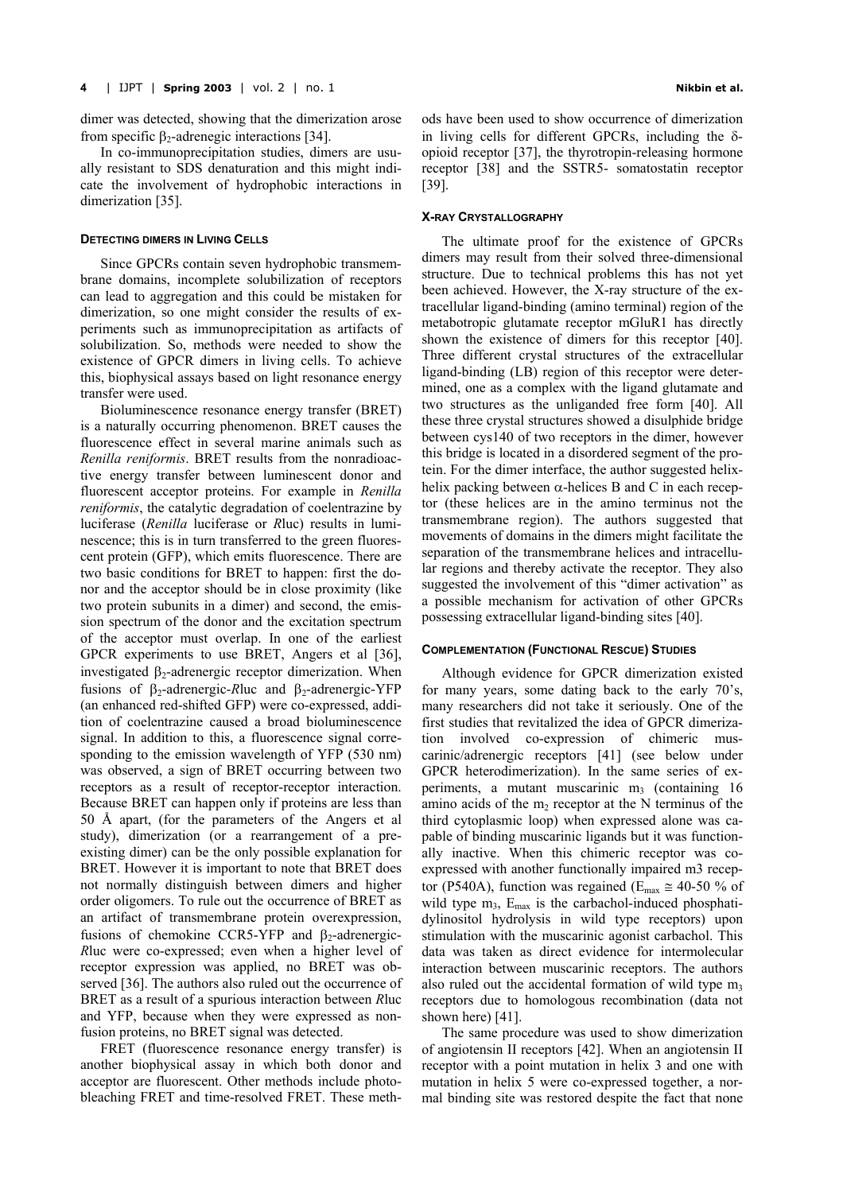dimer was detected, showing that the dimerization arose from specific $\beta_2$-adrenegic interactions [34].

In co-immunoprecipitation studies, dimers are usually resistant to SDS denaturation and this might indicate the involvement of hydrophobic interactions in dimerization [35].

#### DETECTING DIMERS IN LIVING CELLS

Since GPCRs contain seven hydrophobic transmembrane domains, incomplete solubilization of receptors can lead to aggregation and this could be mistaken for dimerization, so one might consider the results of experiments such as immunoprecipitation as artifacts of solubilization. So, methods were needed to show the existence of GPCR dimers in living cells. To achieve this, biophysical assays based on light resonance energy transfer were used.

Bioluminescence resonance energy transfer (BRET) is a naturally occurring phenomenon. BRET causes the fluorescence effect in several marine animals such as *Renilla reniformis*. BRET results from the nonradioactive energy transfer between luminescent donor and fluorescent acceptor proteins. For example in *Renilla reniformis*, the catalytic degradation of coelentrazine by luciferase (*Renilla* luciferase or *R*luc) results in luminescence; this is in turn transferred to the green fluorescent protein (GFP), which emits fluorescence. There are two basic conditions for BRET to happen: first the donor and the acceptor should be in close proximity (like two protein subunits in a dimer) and second, the emission spectrum of the donor and the excitation spectrum of the acceptor must overlap. In one of the earliest GPCR experiments to use BRET, Angers et al [36], investigated $\beta_2$-adrenergic receptor dimerization. When fusions of $\beta_2$-adrenergic-*R*luc and $\beta_2$-adrenergic-YFP (an enhanced red-shifted GFP) were co-expressed, addition of coelentrazine caused a broad bioluminescence signal. In addition to this, a fluorescence signal corresponding to the emission wavelength of YFP (530 nm) was observed, a sign of BRET occurring between two receptors as a result of receptor-receptor interaction. Because BRET can happen only if proteins are less than 50 Å apart, (for the parameters of the Angers et al study), dimerization (or a rearrangement of a preexisting dimer) can be the only possible explanation for BRET. However it is important to note that BRET does not normally distinguish between dimers and higher order oligomers. To rule out the occurrence of BRET as an artifact of transmembrane protein overexpression, fusions of chemokine CCR5-YFP and $\beta_2$-adrenergic-*R*luc were co-expressed; even when a higher level of receptor expression was applied, no BRET was observed [36]. The authors also ruled out the occurrence of BRET as a result of a spurious interaction between *R*luc and YFP, because when they were expressed as nonfusion proteins, no BRET signal was detected.

FRET (fluorescence resonance energy transfer) is another biophysical assay in which both donor and acceptor are fluorescent. Other methods include photobleaching FRET and time-resolved FRET. These methods have been used to show occurrence of dimerization in living cells for different GPCRs, including the δ-opioid receptor [37], the thyrotropin-releasing hormone receptor [38] and the SSTR5- somatostatin receptor [39].

#### X-RAY CRYSTALLOGRAPHY

The ultimate proof for the existence of GPCRs dimers may result from their solved three-dimensional structure. Due to technical problems this has not yet been achieved. However, the X-ray structure of the extracellular ligand-binding (amino terminal) region of the metabotropic glutamate receptor mGluR1 has directly shown the existence of dimers for this receptor [40]. Three different crystal structures of the extracellular ligand-binding (LB) region of this receptor were determined, one as a complex with the ligand glutamate and two structures as the unliganded free form [40]. All these three crystal structures showed a disulphide bridge between cys140 of two receptors in the dimer, however this bridge is located in a disordered segment of the protein. For the dimer interface, the author suggested helix-helix packing between α-helices B and C in each receptor (these helices are in the amino terminus not the transmembrane region). The authors suggested that movements of domains in the dimers might facilitate the separation of the transmembrane helices and intracellular regions and thereby activate the receptor. They also suggested the involvement of this "dimer activation" as a possible mechanism for activation of other GPCRs possessing extracellular ligand-binding sites [40].

#### COMPLEMENTATION (FUNCTIONAL RESCUE) STUDIES

Although evidence for GPCR dimerization existed for many years, some dating back to the early 70's, many researchers did not take it seriously. One of the first studies that revitalized the idea of GPCR dimerization involved co-expression of chimeric muscarinic/adrenergic receptors [41] (see below under GPCR heterodimerization). In the same series of experiments, a mutant muscarinic $m_3$ (containing 16 amino acids of the $m_2$ receptor at the N terminus of the third cytoplasmic loop) when expressed alone was capable of binding muscarinic ligands but it was functionally inactive. When this chimeric receptor was co-expressed with another functionally impaired m3 receptor (P540A), function was regained ($E_{max} \cong$ 40-50 % of wild type $m_3$, $E_{max}$ is the carbachol-induced phosphatidylinositol hydrolysis in wild type receptors) upon stimulation with the muscarinic agonist carbachol. This data was taken as direct evidence for intermolecular interaction between muscarinic receptors. The authors also ruled out the accidental formation of wild type $m_3$ receptors due to homologous recombination (data not shown here) [41].

The same procedure was used to show dimerization of angiotensin II receptors [42]. When an angiotensin II receptor with a point mutation in helix 3 and one with mutation in helix 5 were co-expressed together, a normal binding site was restored despite the fact that none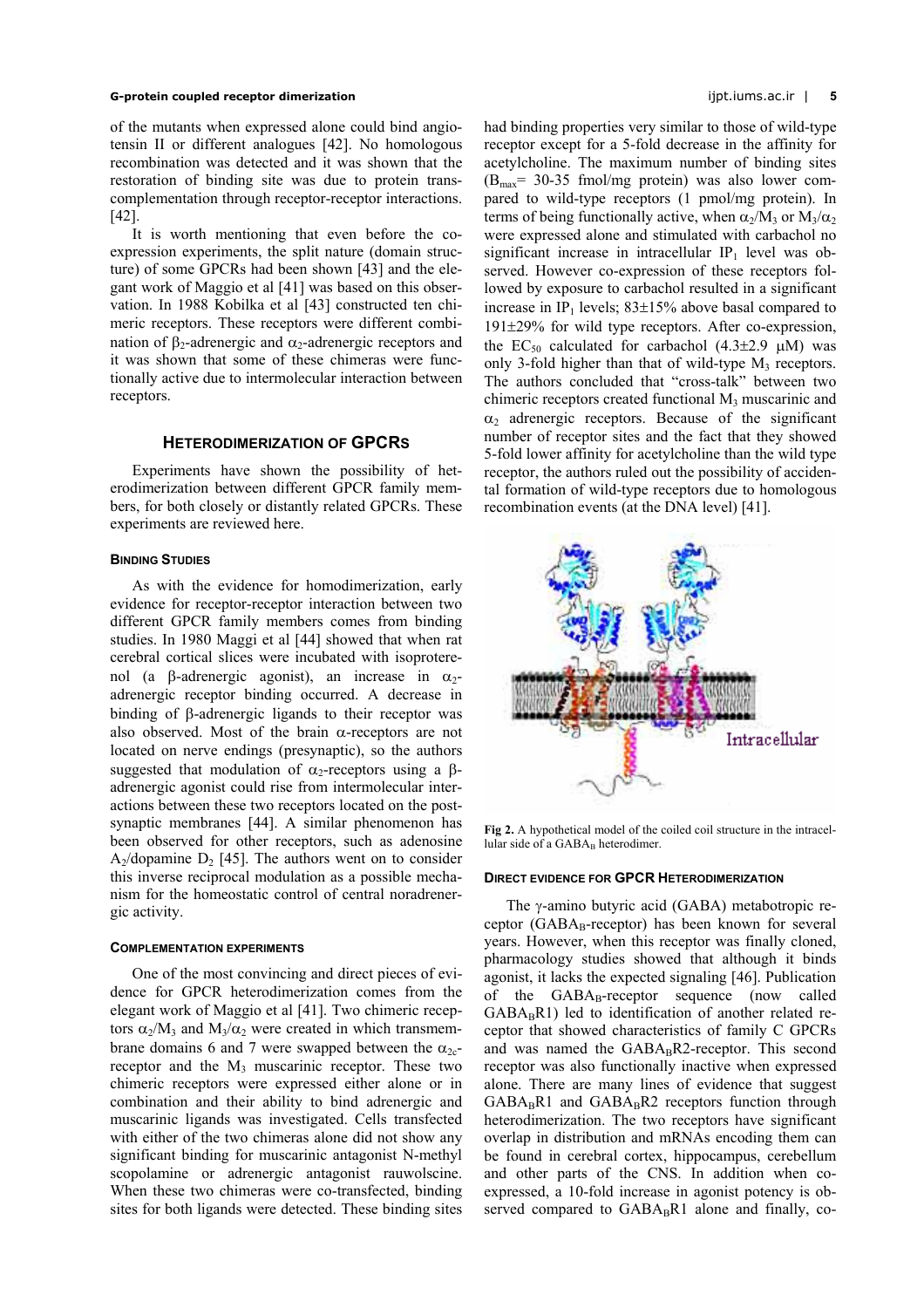of the mutants when expressed alone could bind angiotensin II or different analogues [42]. No homologous recombination was detected and it was shown that the restoration of binding site was due to protein trans-complementation through receptor-receptor interactions. [42].

It is worth mentioning that even before the co-expression experiments, the split nature (domain structure) of some GPCRs had been shown [43] and the elegant work of Maggio et al [41] was based on this observation. In 1988 Kobilka et al [43] constructed ten chimeric receptors. These receptors were different combination of $\beta_2$-adrenergic and $\alpha_2$-adrenergic receptors and it was shown that some of these chimeras were functionally active due to intermolecular interaction between receptors.

## HETERODIMERIZATION OF GPCRS

Experiments have shown the possibility of heterodimerization between different GPCR family members, for both closely or distantly related GPCRs. These experiments are reviewed here.

### BINDING STUDIES

As with the evidence for homodimerization, early evidence for receptor-receptor interaction between two different GPCR family members comes from binding studies. In 1980 Maggi et al [44] showed that when rat cerebral cortical slices were incubated with isoproterenol (a $\beta$-adrenergic agonist), an increase in $\alpha_2$-adrenergic receptor binding occurred. A decrease in binding of $\beta$-adrenergic ligands to their receptor was also observed. Most of the brain $\alpha$-receptors are not located on nerve endings (presynaptic), so the authors suggested that modulation of $\alpha_2$-receptors using a $\beta$-adrenergic agonist could rise from intermolecular interactions between these two receptors located on the post-synaptic membranes [44]. A similar phenomenon has been observed for other receptors, such as adenosine $A_2$/dopamine $D_2$ [45]. The authors went on to consider this inverse reciprocal modulation as a possible mechanism for the homeostatic control of central noradrenergic activity.

### COMPLEMENTATION EXPERIMENTS

One of the most convincing and direct pieces of evidence for GPCR heterodimerization comes from the elegant work of Maggio et al [41]. Two chimeric receptors $\alpha_2/M_3$ and $M_3/\alpha_2$ were created in which transmembrane domains 6 and 7 were swapped between the $\alpha_{2c}$-receptor and the $M_3$ muscarinic receptor. These two chimeric receptors were expressed either alone or in combination and their ability to bind adrenergic and muscarinic ligands was investigated. Cells transfected with either of the two chimeras alone did not show any significant binding for muscarinic antagonist N-methyl scopolamine or adrenergic antagonist rauwolscine. When these two chimeras were co-transfected, binding sites for both ligands were detected. These binding sites had binding properties very similar to those of wild-type receptor except for a 5-fold decrease in the affinity for acetylcholine. The maximum number of binding sites ($B_{max}$= 30-35 fmol/mg protein) was also lower compared to wild-type receptors (1 pmol/mg protein). In terms of being functionally active, when $\alpha_2/M_3$ or $M_3/\alpha_2$ were expressed alone and stimulated with carbachol no significant increase in intracellular $IP_1$ level was observed. However co-expression of these receptors followed by exposure to carbachol resulted in a significant increase in $IP_1$ levels; 83±15% above basal compared to 191±29% for wild type receptors. After co-expression, the $EC_{50}$ calculated for carbachol (4.3±2.9 μM) was only 3-fold higher than that of wild-type $M_3$ receptors. The authors concluded that "cross-talk" between two chimeric receptors created functional $M_3$ muscarinic and $\alpha_2$ adrenergic receptors. Because of the significant number of receptor sites and the fact that they showed 5-fold lower affinity for acetylcholine than the wild type receptor, the authors ruled out the possibility of accidental formation of wild-type receptors due to homologous recombination events (at the DNA level) [41].

**Fig 2.** A hypothetical model of the coiled coil structure in the intracellular side of a $GABA_B$ heterodimer.

### DIRECT EVIDENCE FOR GPCR HETERODIMERIZATION

The $\gamma$-amino butyric acid (GABA) metabotropic receptor ($GABA_B$-receptor) has been known for several years. However, when this receptor was finally cloned, pharmacology studies showed that although it binds agonist, it lacks the expected signaling [46]. Publication of the $GABA_B$-receptor sequence (now called $GABA_BR1$) led to identification of another related receptor that showed characteristics of family C GPCRs and was named the $GABA_BR2$-receptor. This second receptor was also functionally inactive when expressed alone. There are many lines of evidence that suggest $GABA_BR1$ and $GABA_BR2$ receptors function through heterodimerization. The two receptors have significant overlap in distribution and mRNAs encoding them can be found in cerebral cortex, hippocampus, cerebellum and other parts of the CNS. In addition when co-expressed, a 10-fold increase in agonist potency is observed compared to $GABA_BR1$ alone and finally, co-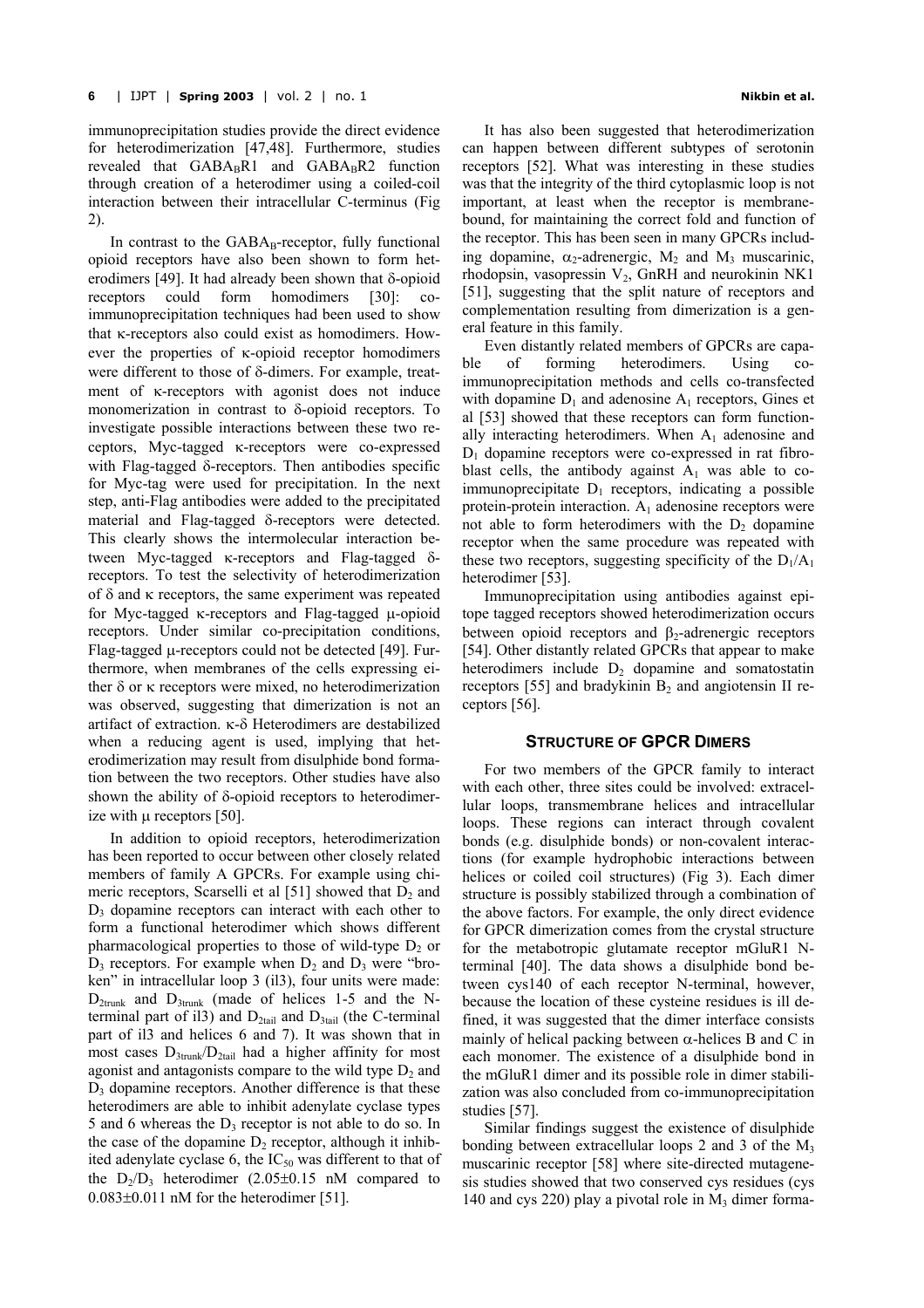immunoprecipitation studies provide the direct evidence for heterodimerization [47,48]. Furthermore, studies revealed that $GABA_BR1$ and $GABA_BR2$ function through creation of a heterodimer using a coiled-coil interaction between their intracellular C-terminus (Fig 2).

In contrast to the $GABA_B$-receptor, fully functional opioid receptors have also been shown to form heterodimers [49]. It had already been shown that δ-opioid receptors could form homodimers [30]: co-immunoprecipitation techniques had been used to show that κ-receptors also could exist as homodimers. However the properties of κ-opioid receptor homodimers were different to those of δ-dimers. For example, treatment of κ-receptors with agonist does not induce monomerization in contrast to δ-opioid receptors. To investigate possible interactions between these two receptors, Myc-tagged κ-receptors were co-expressed with Flag-tagged δ-receptors. Then antibodies specific for Myc-tag were used for precipitation. In the next step, anti-Flag antibodies were added to the precipitated material and Flag-tagged δ-receptors were detected. This clearly shows the intermolecular interaction between Myc-tagged κ-receptors and Flag-tagged δ-receptors. To test the selectivity of heterodimerization of δ and κ receptors, the same experiment was repeated for Myc-tagged κ-receptors and Flag-tagged μ-opioid receptors. Under similar co-precipitation conditions, Flag-tagged μ-receptors could not be detected [49]. Furthermore, when membranes of the cells expressing either δ or κ receptors were mixed, no heterodimerization was observed, suggesting that dimerization is not an artifact of extraction. κ-δ Heterodimers are destabilized when a reducing agent is used, implying that heterodimerization may result from disulphide bond formation between the two receptors. Other studies have also shown the ability of δ-opioid receptors to heterodimerize with μ receptors [50].

In addition to opioid receptors, heterodimerization has been reported to occur between other closely related members of family A GPCRs. For example using chimeric receptors, Scarselli et al [51] showed that $D_2$ and $D_3$ dopamine receptors can interact with each other to form a functional heterodimer which shows different pharmacological properties to those of wild-type $D_2$ or $D_3$ receptors. For example when $D_2$ and $D_3$ were "broken" in intracellular loop 3 (il3), four units were made: $D_{2trunk}$ and $D_{3trunk}$ (made of helices 1-5 and the N-terminal part of il3) and $D_{2tail}$ and $D_{3tail}$ (the C-terminal part of il3 and helices 6 and 7). It was shown that in most cases $D_{3trunk}/D_{2tail}$ had a higher affinity for most agonist and antagonists compare to the wild type $D_2$ and $D_3$ dopamine receptors. Another difference is that these heterodimers are able to inhibit adenylate cyclase types 5 and 6 whereas the $D_3$ receptor is not able to do so. In the case of the dopamine $D_2$ receptor, although it inhibited adenylate cyclase 6, the $IC_{50}$ was different to that of the $D_2/D_3$ heterodimer (2.05±0.15 nM compared to 0.083±0.011 nM for the heterodimer [51].

It has also been suggested that heterodimerization can happen between different subtypes of serotonin receptors [52]. What was interesting in these studies was that the integrity of the third cytoplasmic loop is not important, at least when the receptor is membrane-bound, for maintaining the correct fold and function of the receptor. This has been seen in many GPCRs including dopamine, $\alpha_2$-adrenergic, $M_2$ and $M_3$ muscarinic, rhodopsin, vasopressin $V_2$, GnRH and neurokinin NK1 [51], suggesting that the split nature of receptors and complementation resulting from dimerization is a general feature in this family.

Even distantly related members of GPCRs are capable of forming heterodimers. Using co-immunoprecipitation methods and cells co-transfected with dopamine $D_1$ and adenosine $A_1$ receptors, Gines et al [53] showed that these receptors can form functionally interacting heterodimers. When $A_1$ adenosine and $D_1$ dopamine receptors were co-expressed in rat fibroblast cells, the antibody against $A_1$ was able to co-immunoprecipitate $D_1$ receptors, indicating a possible protein-protein interaction. $A_1$ adenosine receptors were not able to form heterodimers with the $D_2$ dopamine receptor when the same procedure was repeated with these two receptors, suggesting specificity of the $D_1/A_1$ heterodimer [53].

Immunoprecipitation using antibodies against epitope tagged receptors showed heterodimerization occurs between opioid receptors and $\beta_2$-adrenergic receptors [54]. Other distantly related GPCRs that appear to make heterodimers include $D_2$ dopamine and somatostatin receptors [55] and bradykinin $B_2$ and angiotensin II receptors [56].

## STRUCTURE OF GPCR DIMERS

For two members of the GPCR family to interact with each other, three sites could be involved: extracellular loops, transmembrane helices and intracellular loops. These regions can interact through covalent bonds (e.g. disulphide bonds) or non-covalent interactions (for example hydrophobic interactions between helices or coiled coil structures) (Fig 3). Each dimer structure is possibly stabilized through a combination of the above factors. For example, the only direct evidence for GPCR dimerization comes from the crystal structure for the metabotropic glutamate receptor mGluR1 N-terminal [40]. The data shows a disulphide bond between cys140 of each receptor N-terminal, however, because the location of these cysteine residues is ill defined, it was suggested that the dimer interface consists mainly of helical packing between α-helices B and C in each monomer. The existence of a disulphide bond in the mGluR1 dimer and its possible role in dimer stabilization was also concluded from co-immunoprecipitation studies [57].

Similar findings suggest the existence of disulphide bonding between extracellular loops 2 and 3 of the $M_3$ muscarinic receptor [58] where site-directed mutagenesis studies showed that two conserved cys residues (cys 140 and cys 220) play a pivotal role in $M_3$ dimer forma-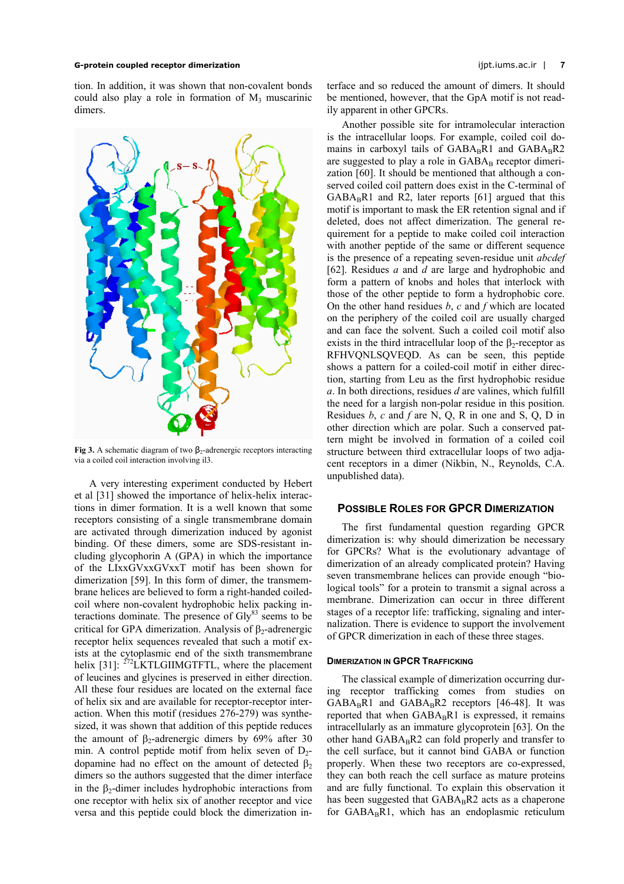tion. In addition, it was shown that non-covalent bonds could also play a role in formation of $M_3$ muscarinic dimers.

Fig 3. A schematic diagram of two $\beta_2$-adrenergic receptors interacting via a coiled coil interaction involving il3.

A very interesting experiment conducted by Hebert et al [31] showed the importance of helix-helix interactions in dimer formation. It is a well known that some receptors consisting of a single transmembrane domain are activated through dimerization induced by agonist binding. Of these dimers, some are SDS-resistant including glycophorin A (GPA) in which the importance of the LIxxGVxxGVxxT motif has been shown for dimerization [59]. In this form of dimer, the transmembrane helices are believed to form a right-handed coiled-coil where non-covalent hydrophobic helix packing interactions dominate. The presence of $Gly^{83}$ seems to be critical for GPA dimerization. Analysis of $\beta_2$-adrenergic receptor helix sequences revealed that such a motif exists at the cytoplasmic end of the sixth transmembrane helix [31]: $^{272}$LKTLGIIMGTFTL, where the placement of leucines and glycines is preserved in either direction. All these four residues are located on the external face of helix six and are available for receptor-receptor interaction. When this motif (residues 276-279) was synthesized, it was shown that addition of this peptide reduces the amount of $\beta_2$-adrenergic dimers by 69% after 30 min. A control peptide motif from helix seven of $D_2$-dopamine had no effect on the amount of detected $\beta_2$ dimers so the authors suggested that the dimer interface in the $\beta_2$-dimer includes hydrophobic interactions from one receptor with helix six of another receptor and vice versa and this peptide could block the dimerization interface and so reduced the amount of dimers. It should be mentioned, however, that the GpA motif is not readily apparent in other GPCRs.

Another possible site for intramolecular interaction is the intracellular loops. For example, coiled coil domains in carboxyl tails of $GABA_BR1$ and $GABA_BR2$ are suggested to play a role in $GABA_B$ receptor dimerization [60]. It should be mentioned that although a conserved coiled coil pattern does exist in the C-terminal of $GABA_BR1$ and R2, later reports [61] argued that this motif is important to mask the ER retention signal and if deleted, does not affect dimerization. The general requirement for a peptide to make coiled coil interaction with another peptide of the same or different sequence is the presence of a repeating seven-residue unit *abcdef* [62]. Residues *a* and *d* are large and hydrophobic and form a pattern of knobs and holes that interlock with those of the other peptide to form a hydrophobic core. On the other hand residues *b*, *c* and *f* which are located on the periphery of the coiled coil are usually charged and can face the solvent. Such a coiled coil motif also exists in the third intracellular loop of the $\beta_2$-receptor as RFHVQNLSQVEQD. As can be seen, this peptide shows a pattern for a coiled-coil motif in either direction, starting from Leu as the first hydrophobic residue *a*. In both directions, residues *d* are valines, which fulfill the need for a largish non-polar residue in this position. Residues *b*, *c* and *f* are N, Q, R in one and S, Q, D in other direction which are polar. Such a conserved pattern might be involved in formation of a coiled coil structure between third extracellular loops of two adjacent receptors in a dimer (Nikbin, N., Reynolds, C.A. unpublished data).

## Possible Roles for GPCR Dimerization

The first fundamental question regarding GPCR dimerization is: why should dimerization be necessary for GPCRs? What is the evolutionary advantage of dimerization of an already complicated protein? Having seven transmembrane helices can provide enough "biological tools" for a protein to transmit a signal across a membrane. Dimerization can occur in three different stages of a receptor life: trafficking, signaling and internalization. There is evidence to support the involvement of GPCR dimerization in each of these three stages.

### Dimerization in GPCR Trafficking

The classical example of dimerization occurring during receptor trafficking comes from studies on $GABA_BR1$ and $GABA_BR2$ receptors [46-48]. It was reported that when $GABA_BR1$ is expressed, it remains intracellularly as an immature glycoprotein [63]. On the other hand $GABA_BR2$ can fold properly and transfer to the cell surface, but it cannot bind GABA or function properly. When these two receptors are co-expressed, they can both reach the cell surface as mature proteins and are fully functional. To explain this observation it has been suggested that $GABA_BR2$ acts as a chaperone for $GABA_BR1$, which has an endoplasmic reticulum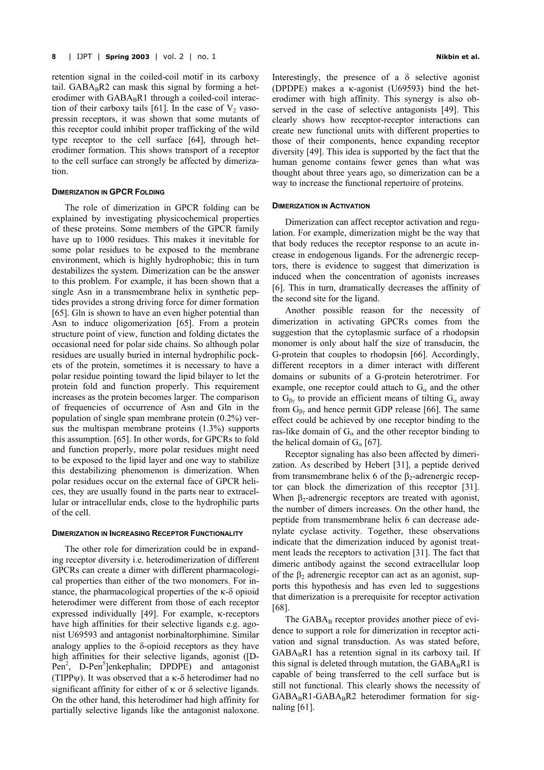retention signal in the coiled-coil motif in its carboxy tail. $GABA_BR2$ can mask this signal by forming a heterodimer with $GABA_BR1$ through a coiled-coil interaction of their carboxy tails [61]. In the case of $V_2$ vasopressin receptors, it was shown that some mutants of this receptor could inhibit proper trafficking of the wild type receptor to the cell surface [64], through heterodimer formation. This shows transport of a receptor to the cell surface can strongly be affected by dimerization.

#### DIMERIZATION IN GPCR FOLDING

The role of dimerization in GPCR folding can be explained by investigating physicochemical properties of these proteins. Some members of the GPCR family have up to 1000 residues. This makes it inevitable for some polar residues to be exposed to the membrane environment, which is highly hydrophobic; this in turn destabilizes the system. Dimerization can be the answer to this problem. For example, it has been shown that a single Asn in a transmembrane helix in synthetic peptides provides a strong driving force for dimer formation [65]. Gln is shown to have an even higher potential than Asn to induce oligomerization [65]. From a protein structure point of view, function and folding dictates the occasional need for polar side chains. So although polar residues are usually buried in internal hydrophilic pockets of the protein, sometimes it is necessary to have a polar residue pointing toward the lipid bilayer to let the protein fold and function properly. This requirement increases as the protein becomes larger. The comparison of frequencies of occurrence of Asn and Gln in the population of single span membrane protein (0.2%) versus the multispan membrane proteins (1.3%) supports this assumption. [65]. In other words, for GPCRs to fold and function properly, more polar residues might need to be exposed to the lipid layer and one way to stabilize this destabilizing phenomenon is dimerization. When polar residues occur on the external face of GPCR helices, they are usually found in the parts near to extracellular or intracellular ends, close to the hydrophilic parts of the cell.

#### DIMERIZATION IN INCREASING RECEPTOR FUNCTIONALITY

The other role for dimerization could be in expanding receptor diversity i.e. heterodimerization of different GPCRs can create a dimer with different pharmacological properties than either of the two monomers. For instance, the pharmacological properties of the κ-δ opioid heterodimer were different from those of each receptor expressed individually [49]. For example, κ-receptors have high affinities for their selective ligands e.g. agonist U69593 and antagonist norbinaltorphimine. Similar analogy applies to the δ-opioid receptors as they have high affinities for their selective ligands, agonist ([D-Pen[2], D-Pen[5]]enkephalin; DPDPE) and antagonist (TIPPψ). It was observed that a κ-δ heterodimer had no significant affinity for either of κ or δ selective ligands. On the other hand, this heterodimer had high affinity for partially selective ligands like the antagonist naloxone. Interestingly, the presence of a δ selective agonist (DPDPE) makes a κ-agonist (U69593) bind the heterodimer with high affinity. This synergy is also observed in the case of selective antagonists [49]. This clearly shows how receptor-receptor interactions can create new functional units with different properties to those of their components, hence expanding receptor diversity [49]. This idea is supported by the fact that the human genome contains fewer genes than what was thought about three years ago, so dimerization can be a way to increase the functional repertoire of proteins.

#### DIMERIZATION IN ACTIVATION

Dimerization can affect receptor activation and regulation. For example, dimerization might be the way that that body reduces the receptor response to an acute increase in endogenous ligands. For the adrenergic receptors, there is evidence to suggest that dimerization is induced when the concentration of agonists increases [6]. This in turn, dramatically decreases the affinity of the second site for the ligand.

Another possible reason for the necessity of dimerization in activating GPCRs comes from the suggestion that the cytoplasmic surface of a rhodopsin monomer is only about half the size of transducin, the G-protein that couples to rhodopsin [66]. Accordingly, different receptors in a dimer interact with different domains or subunits of a G-protein heterotrimer. For example, one receptor could attach to $G_\alpha$ and the other to $G_{\beta\gamma}$ to provide an efficient means of tilting $G_\alpha$ away from $G_{\beta\gamma}$ and hence permit GDP release [66]. The same effect could be achieved by one receptor binding to the ras-like domain of $G_\alpha$ and the other receptor binding to the helical domain of $G_\alpha$ [67].

Receptor signaling has also been affected by dimerization. As described by Hebert [31], a peptide derived from transmembrane helix 6 of the $\beta_2$-adrenergic receptor can block the dimerization of this receptor [31]. When $\beta_2$-adrenergic receptors are treated with agonist, the number of dimers increases. On the other hand, the peptide from transmembrane helix 6 can decrease adenylate cyclase activity. Together, these observations indicate that the dimerization induced by agonist treatment leads the receptors to activation [31]. The fact that dimeric antibody against the second extracellular loop of the $\beta_2$ adrenergic receptor can act as an agonist, supports this hypothesis and has even led to suggestions that dimerization is a prerequisite for receptor activation [68].

The $GABA_B$ receptor provides another piece of evidence to support a role for dimerization in receptor activation and signal transduction. As was stated before, $GABA_BR1$ has a retention signal in its carboxy tail. If this signal is deleted through mutation, the $GABA_BR1$ is capable of being transferred to the cell surface but is still not functional. This clearly shows the necessity of $GABA_BR1$-$GABA_BR2$ heterodimer formation for signaling [61].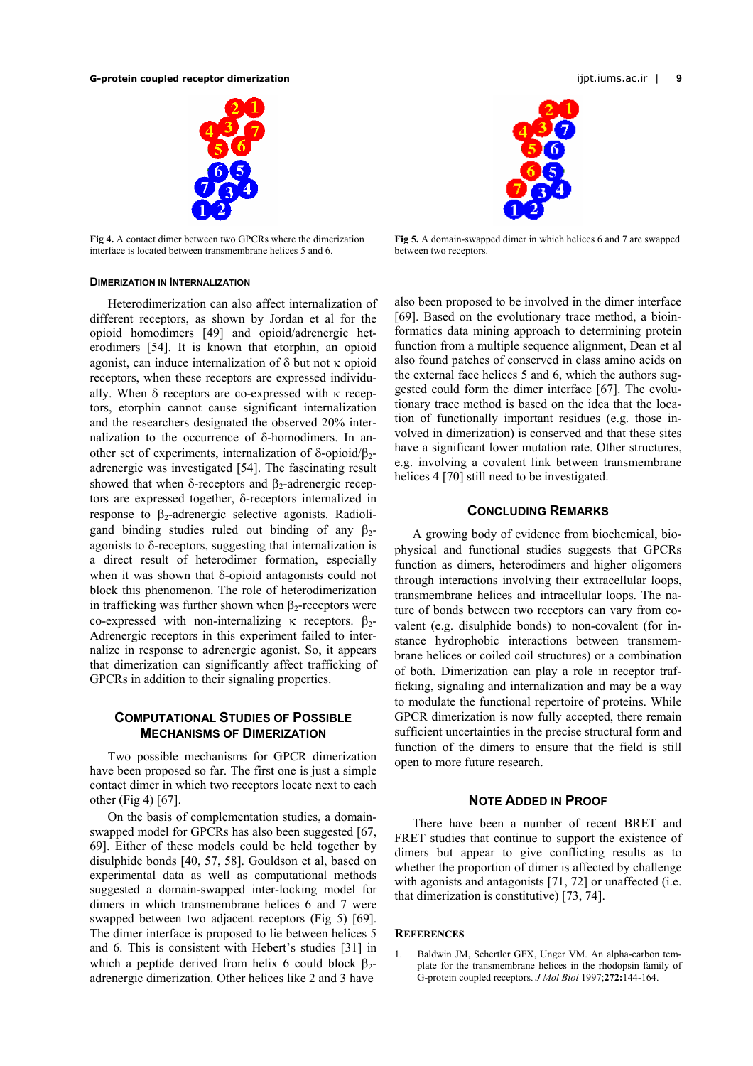Fig 4. A contact dimer between two GPCRs where the dimerization interface is located between transmembrane helices 5 and 6.

Fig 5. A domain-swapped dimer in which helices 6 and 7 are swapped between two receptors.

### Dimerization in Internalization

Heterodimerization can also affect internalization of different receptors, as shown by Jordan et al for the opioid homodimers [49] and opioid/adrenergic heterodimers [54]. It is known that etorphin, an opioid agonist, can induce internalization of δ but not κ opioid receptors, when these receptors are expressed individually. When δ receptors are co-expressed with κ receptors, etorphin cannot cause significant internalization and the researchers designated the observed 20% internalization to the occurrence of δ-homodimers. In another set of experiments, internalization of δ-opioid/$\beta_2$-adrenergic was investigated [54]. The fascinating result showed that when δ-receptors and $\beta_2$-adrenergic receptors are expressed together, δ-receptors internalized in response to $\beta_2$-adrenergic selective agonists. Radioligand binding studies ruled out binding of any $\beta_2$-agonists to δ-receptors, suggesting that internalization is a direct result of heterodimer formation, especially when it was shown that δ-opioid antagonists could not block this phenomenon. The role of heterodimerization in trafficking was further shown when $\beta_2$-receptors were co-expressed with non-internalizing κ receptors. $\beta_2$-Adrenergic receptors in this experiment failed to internalize in response to adrenergic agonist. So, it appears that dimerization can significantly affect trafficking of GPCRs in addition to their signaling properties.

### Computational Studies of Possible Mechanisms of Dimerization

Two possible mechanisms for GPCR dimerization have been proposed so far. The first one is just a simple contact dimer in which two receptors locate next to each other (Fig 4) [67].

On the basis of complementation studies, a domain-swapped model for GPCRs has also been suggested [67, 69]. Either of these models could be held together by disulphide bonds [40, 57, 58]. Gouldson et al, based on experimental data as well as computational methods suggested a domain-swapped inter-locking model for dimers in which transmembrane helices 6 and 7 were swapped between two adjacent receptors (Fig 5) [69]. The dimer interface is proposed to lie between helices 5 and 6. This is consistent with Hebert's studies [31] in which a peptide derived from helix 6 could block $\beta_2$-adrenergic dimerization. Other helices like 2 and 3 have also been proposed to be involved in the dimer interface [69]. Based on the evolutionary trace method, a bioinformatics data mining approach to determining protein function from a multiple sequence alignment, Dean et al also found patches of conserved in class amino acids on the external face helices 5 and 6, which the authors suggested could form the dimer interface [67]. The evolutionary trace method is based on the idea that the location of functionally important residues (e.g. those involved in dimerization) is conserved and that these sites have a significant lower mutation rate. Other structures, e.g. involving a covalent link between transmembrane helices 4 [70] still need to be investigated.

### Concluding Remarks

A growing body of evidence from biochemical, biophysical and functional studies suggests that GPCRs function as dimers, heterodimers and higher oligomers through interactions involving their extracellular loops, transmembrane helices and intracellular loops. The nature of bonds between two receptors can vary from covalent (e.g. disulphide bonds) to non-covalent (for instance hydrophobic interactions between transmembrane helices or coiled coil structures) or a combination of both. Dimerization can play a role in receptor trafficking, signaling and internalization and may be a way to modulate the functional repertoire of proteins. While GPCR dimerization is now fully accepted, there remain sufficient uncertainties in the precise structural form and function of the dimers to ensure that the field is still open to more future research.

### Note Added in Proof

There have been a number of recent BRET and FRET studies that continue to support the existence of dimers but appear to give conflicting results as to whether the proportion of dimer is affected by challenge with agonists and antagonists [71, 72] or unaffected (i.e. that dimerization is constitutive) [73, 74].

### References

1. Baldwin JM, Schertler GFX, Unger VM. An alpha-carbon template for the transmembrane helices in the rhodopsin family of G-protein coupled receptors. *J Mol Biol* 1997;**272:**144-164.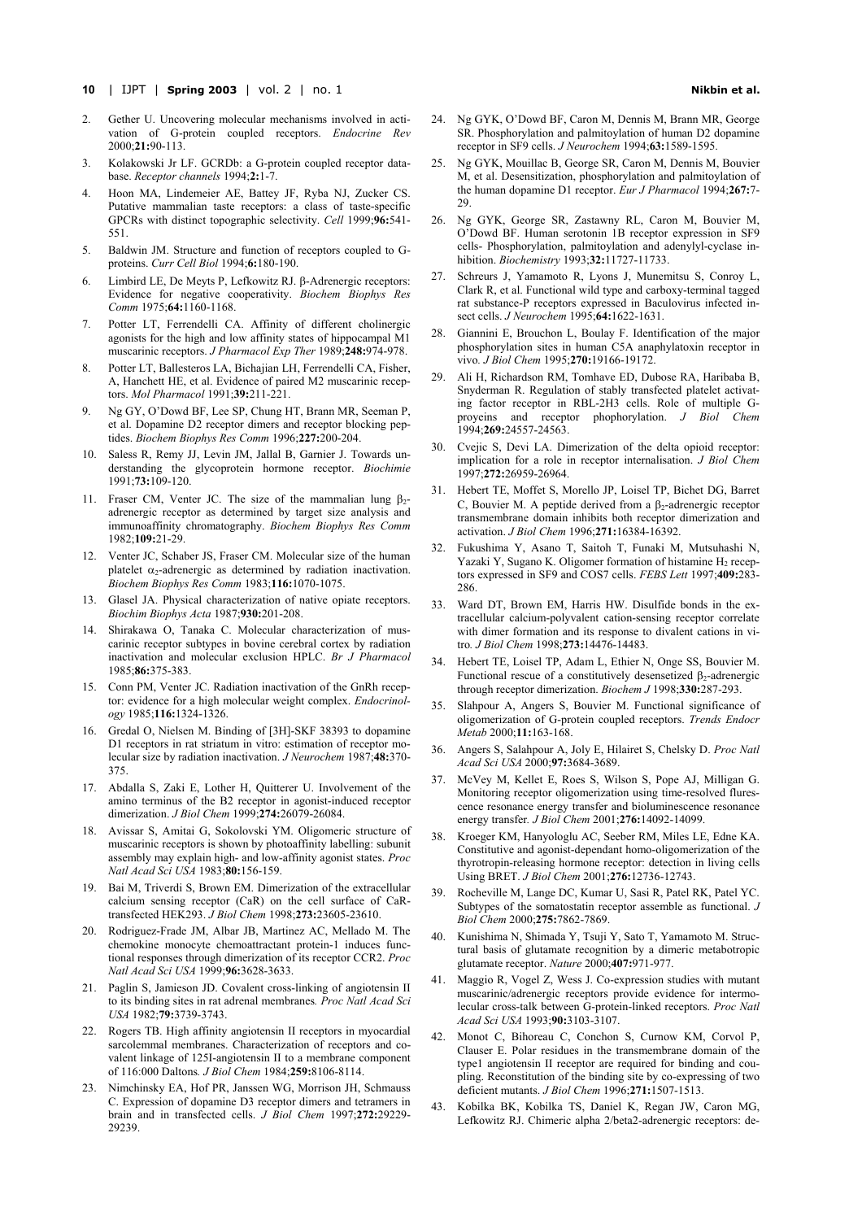2. Gether U. Uncovering molecular mechanisms involved in activation of G-protein coupled receptors. *Endocrine Rev* 2000;**21:**90-113.
3. Kolakowski Jr LF. GCRDb: a G-protein coupled receptor database. *Receptor channels* 1994;**2:**1-7.
4. Hoon MA, Lindemeier AE, Battey JF, Ryba NJ, Zucker CS. Putative mammalian taste receptors: a class of taste-specific GPCRs with distinct topographic selectivity. *Cell* 1999;**96:**541-551.
5. Baldwin JM. Structure and function of receptors coupled to G-proteins. *Curr Cell Biol* 1994;**6:**180-190.
6. Limbird LE, De Meyts P, Lefkowitz RJ. β-Adrenergic receptors: Evidence for negative cooperativity. *Biochem Biophys Res Comm* 1975;**64:**1160-1168.
7. Potter LT, Ferrendelli CA. Affinity of different cholinergic agonists for the high and low affinity states of hippocampal M1 muscarinic receptors. *J Pharmacol Exp Ther* 1989;**248:**974-978.
8. Potter LT, Ballesteros LA, Bichajian LH, Ferrendelli CA, Fisher, A, Hanchett HE, et al. Evidence of paired M2 muscarinic receptors. *Mol Pharmacol* 1991;**39:**211-221.
9. Ng GY, O'Dowd BF, Lee SP, Chung HT, Brann MR, Seeman P, et al. Dopamine D2 receptor dimers and receptor blocking peptides. *Biochem Biophys Res Comm* 1996;**227:**200-204.
10. Saless R, Remy JJ, Levin JM, Jallal B, Garnier J. Towards understanding the glycoprotein hormone receptor. *Biochimie* 1991;**73:**109-120.
11. Fraser CM, Venter JC. The size of the mammalian lung $\beta_2$-adrenergic receptor as determined by target size analysis and immunoaffinity chromatography. *Biochem Biophys Res Comm* 1982;**109:**21-29.
12. Venter JC, Schaber JS, Fraser CM. Molecular size of the human platelet $\alpha_2$-adrenergic as determined by radiation inactivation. *Biochem Biophys Res Comm* 1983;**116:**1070-1075.
13. Glasel JA. Physical characterization of native opiate receptors. *Biochim Biophys Acta* 1987;**930:**201-208.
14. Shirakawa O, Tanaka C. Molecular characterization of muscarinic receptor subtypes in bovine cerebral cortex by radiation inactivation and molecular exclusion HPLC. *Br J Pharmacol* 1985;**86:**375-383.
15. Conn PM, Venter JC. Radiation inactivation of the GnRh receptor: evidence for a high molecular weight complex. *Endocrinology* 1985;**116:**1324-1326.
16. Gredal O, Nielsen M. Binding of [3H]-SKF 38393 to dopamine D1 receptors in rat striatum in vitro: estimation of receptor molecular size by radiation inactivation. *J Neurochem* 1987;**48:**370-375.
17. Abdalla S, Zaki E, Lother H, Quitterer U. Involvement of the amino terminus of the B2 receptor in agonist-induced receptor dimerization. *J Biol Chem* 1999;**274:**26079-26084.
18. Avissar S, Amitai G, Sokolovski YM. Oligomeric structure of muscarinic receptors is shown by photoaffinity labelling: subunit assembly may explain high- and low-affinity agonist states. *Proc Natl Acad Sci USA* 1983;**80:**156-159.
19. Bai M, Triverdi S, Brown EM. Dimerization of the extracellular calcium sensing receptor (CaR) on the cell surface of CaR-transfected HEK293. *J Biol Chem* 1998;**273:**23605-23610.
20. Rodriguez-Frade JM, Albar JB, Martinez AC, Mellado M. The chemokine monocyte chemoattractant protein-1 induces functional responses through dimerization of its receptor CCR2. *Proc Natl Acad Sci USA* 1999;**96:**3628-3633.
21. Paglin S, Jamieson JD. Covalent cross-linking of angiotensin II to its binding sites in rat adrenal membranes. *Proc Natl Acad Sci USA* 1982;**79:**3739-3743.
22. Rogers TB. High affinity angiotensin II receptors in myocardial sarcolemmal membranes. Characterization of receptors and covalent linkage of 125I-angiotensin II to a membrane component of 116:000 Daltons. *J Biol Chem* 1984;**259:**8106-8114.
23. Nimchinsky EA, Hof PR, Janssen WG, Morrison JH, Schmauss C. Expression of dopamine D3 receptor dimers and tetramers in brain and in transfected cells. *J Biol Chem* 1997;**272:**29229-29239.
24. Ng GYK, O'Dowd BF, Caron M, Dennis M, Brann MR, George SR. Phosphorylation and palmitoylation of human D2 dopamine receptor in SF9 cells. *J Neurochem* 1994;**63:**1589-1595.
25. Ng GYK, Mouillac B, George SR, Caron M, Dennis M, Bouvier M, et al. Desensitization, phosphorylation and palmitoylation of the human dopamine D1 receptor. *Eur J Pharmacol* 1994;**267:**7-29.
26. Ng GYK, George SR, Zastawny RL, Caron M, Bouvier M, O'Dowd BF. Human serotonin 1B receptor expression in SF9 cells- Phosphorylation, palmitoylation and adenylyl-cyclase inhibition. *Biochemistry* 1993;**32:**11727-11733.
27. Schreurs J, Yamamoto R, Lyons J, Munemitsu S, Conroy L, Clark R, et al. Functional wild type and carboxy-terminal tagged rat substance-P receptors expressed in Baculovirus infected insect cells. *J Neurochem* 1995;**64:**1622-1631.
28. Giannini E, Brouchon L, Boulay F. Identification of the major phosphorylation sites in human C5A anaphylatoxin receptor in vivo. *J Biol Chem* 1995;**270:**19166-19172.
29. Ali H, Richardson RM, Tomhave ED, Dubose RA, Haribaba B, Snyderman R. Regulation of stably transfected platelet activating factor receptor in RBL-2H3 cells. Role of multiple G-proyeins and receptor phophorylation. *J Biol Chem* 1994;**269:**24557-24563.
30. Cvejic S, Devi LA. Dimerization of the delta opioid receptor: implication for a role in receptor internalisation. *J Biol Chem* 1997;**272:**26959-26964.
31. Hebert TE, Moffet S, Morello JP, Loisel TP, Bichet DG, Barret C, Bouvier M. A peptide derived from a $\beta_2$-adrenergic receptor transmembrane domain inhibits both receptor dimerization and activation. *J Biol Chem* 1996;**271:**16384-16392.
32. Fukushima Y, Asano T, Saitoh T, Funaki M, Mutsuhashi N, Yazaki Y, Sugano K. Oligomer formation of histamine $H_2$ receptors expressed in SF9 and COS7 cells. *FEBS Lett* 1997;**409:**283-286.
33. Ward DT, Brown EM, Harris HW. Disulfide bonds in the extracellular calcium-polyvalent cation-sensing receptor correlate with dimer formation and its response to divalent cations in vitro. *J Biol Chem* 1998;**273:**14476-14483.
34. Hebert TE, Loisel TP, Adam L, Ethier N, Onge SS, Bouvier M. Functional rescue of a constitutively desensetized $\beta_2$-adrenergic through receptor dimerization. *Biochem J* 1998;**330:**287-293.
35. Slahpour A, Angers S, Bouvier M. Functional significance of oligomerization of G-protein coupled receptors. *Trends Endocr Metab* 2000;**11:**163-168.
36. Angers S, Salahpour A, Joly E, Hilairet S, Chelsky D. *Proc Natl Acad Sci USA* 2000;**97:**3684-3689.
37. McVey M, Kellet E, Roes S, Wilson S, Pope AJ, Milligan G. Monitoring receptor oligomerization using time-resolved fluorescence resonance energy transfer and bioluminescence resonance energy transfer. *J Biol Chem* 2001;**276:**14092-14099.
38. Kroeger KM, Hanyologlu AC, Seeber RM, Miles LE, Edne KA. Constitutive and agonist-dependant homo-oligomerization of the thyrotropin-releasing hormone receptor: detection in living cells Using BRET. *J Biol Chem* 2001;**276:**12736-12743.
39. Rocheville M, Lange DC, Kumar U, Sasi R, Patel RK, Patel YC. Subtypes of the somatostatin receptor assemble as functional. *J Biol Chem* 2000;**275:**7862-7869.
40. Kunishima N, Shimada Y, Tsuji Y, Sato T, Yamamoto M. Structural basis of glutamate recognition by a dimeric metabotropic glutamate receptor. *Nature* 2000;**407:**971-977.
41. Maggio R, Vogel Z, Wess J. Co-expression studies with mutant muscarinic/adrenergic receptors provide evidence for intermolecular cross-talk between G-protein-linked receptors. *Proc Natl Acad Sci USA* 1993;**90:**3103-3107.
42. Monot C, Bihoreau C, Conchon S, Curnow KM, Corvol P, Clauser E. Polar residues in the transmembrane domain of the type1 angiotensin II receptor are required for binding and coupling. Reconstitution of the binding site by co-expressing of two deficient mutants. *J Biol Chem* 1996;**271:**1507-1513.
43. Kobilka BK, Kobilka TS, Daniel K, Regan JW, Caron MG, Lefkowitz RJ. Chimeric alpha 2/beta2-adrenergic receptors: de-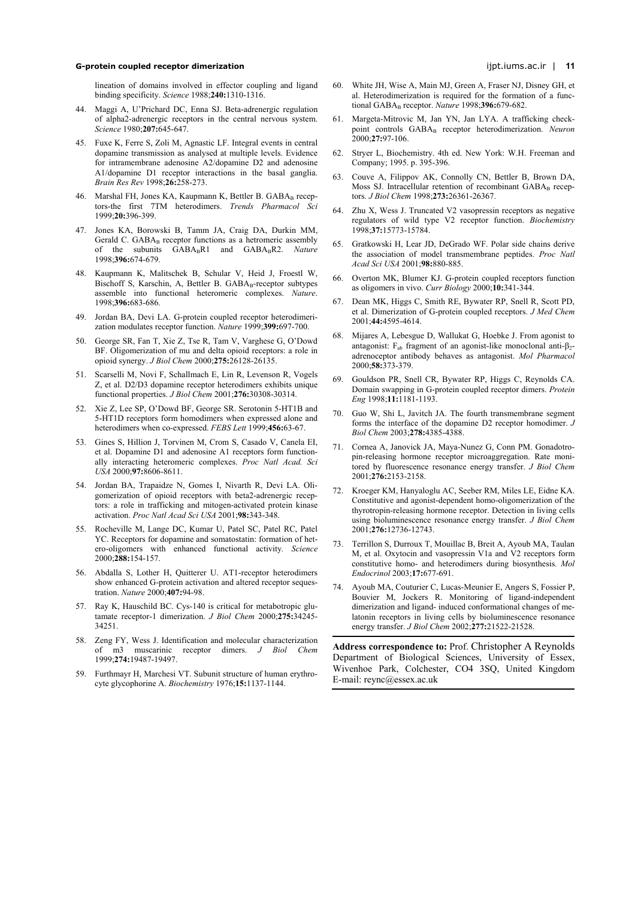lineation of domains involved in effector coupling and ligand binding specificity. *Science* 1988;**240:**1310-1316.

44. Maggi A, U'Prichard DC, Enna SJ. Beta-adrenergic regulation of alpha2-adrenergic receptors in the central nervous system. *Science* 1980;**207:**645-647.
45. Fuxe K, Ferre S, Zoli M, Agnastic LF. Integral events in central dopamine transmission as analysed at multiple levels. Evidence for intramembrane adenosine A2/dopamine D2 and adenosine A1/dopamine D1 receptor interactions in the basal ganglia. *Brain Res Rev* 1998;**26:**258-273.
46. Marshal FH, Jones KA, Kaupmann K, Bettler B. $GABA_B$ receptors-the first 7TM heterodimers. *Trends Pharmacol Sci* 1999;**20:**396-399.
47. Jones KA, Borowski B, Tamm JA, Craig DA, Durkin MM, Gerald C. $GABA_B$ receptor functions as a hetromeric assembly of the subunits $GABA_BR1$ and $GABA_BR2$. *Nature* 1998;**396:**674-679.
48. Kaupmann K, Malitschek B, Schular V, Heid J, Froestl W, Bischoff S, Karschin, A, Bettler B. $GABA_B$-receptor subtypes assemble into functional heteromeric complexes. *Nature*. 1998;**396:**683-686.
49. Jordan BA, Devi LA. G-protein coupled receptor heterodimerization modulates receptor function. *Nature* 1999;**399:**697-700.
50. George SR, Fan T, Xie Z, Tse R, Tam V, Varghese G, O'Dowd BF. Oligomerization of mu and delta opioid receptors: a role in opioid synergy. *J Biol Chem* 2000;**275:**26128-26135.
51. Scarselli M, Novi F, Schallmach E, Lin R, Levenson R, Vogels Z, et al. D2/D3 dopamine receptor heterodimers exhibits unique functional properties. *J Biol Chem* 2001;**276:**30308-30314.
52. Xie Z, Lee SP, O'Dowd BF, George SR. Serotonin 5-HT1B and 5-HT1D receptors form homodimers when expressed alone and heterodimers when co-expressed. *FEBS Lett* 1999;**456:**63-67.
53. Gines S, Hillion J, Torvinen M, Crom S, Casado V, Canela EI, et al. Dopamine D1 and adenosine A1 receptors form functionally interacting heteromeric complexes. *Proc Natl Acad. Sci USA* 2000;**97:**8606-8611.
54. Jordan BA, Trapaidze N, Gomes I, Nivarth R, Devi LA. Oligomerization of opioid receptors with beta2-adrenergic receptors: a role in trafficking and mitogen-activated protein kinase activation. *Proc Natl Acad Sci USA* 2001;**98:**343-348.
55. Rocheville M, Lange DC, Kumar U, Patel SC, Patel RC, Patel YC. Receptors for dopamine and somatostatin: formation of hetero-oligomers with enhanced functional activity. *Science* 2000;**288:**154-157.
56. Abdalla S, Lother H, Quitterer U. AT1-receptor heterodimers show enhanced G-protein activation and altered receptor sequestration. *Nature* 2000;**407:**94-98.
57. Ray K, Hauschild BC. Cys-140 is critical for metabotropic glutamate receptor-1 dimerization. *J Biol Chem* 2000;**275:**34245-34251.
58. Zeng FY, Wess J. Identification and molecular characterization of m3 muscarinic receptor dimers. *J Biol Chem* 1999;**274:**19487-19497.
59. Furthmayr H, Marchesi VT. Subunit structure of human erythrocyte glycophorine A. *Biochemistry* 1976;**15:**1137-1144.
60. White JH, Wise A, Main MJ, Green A, Fraser NJ, Disney GH, et al. Heterodimerization is required for the formation of a functional $GABA_B$ receptor. *Nature* 1998;**396:**679-682.
61. Margeta-Mitrovic M, Jan YN, Jan LYA. A trafficking checkpoint controls $GABA_B$ receptor heterodimerization. *Neuron* 2000;**27:**97-106.
62. Stryer L, Biochemistry. 4th ed. New York: W.H. Freeman and Company; 1995. p. 395-396.
63. Couve A, Filippov AK, Connolly CN, Bettler B, Brown DA, Moss SJ. Intracellular retention of recombinant $GABA_B$ receptors. *J Biol Chem* 1998;**273:**26361-26367.
64. Zhu X, Wess J. Truncated V2 vasopressin receptors as negative regulators of wild type V2 receptor function. *Biochemistry* 1998;**37:**15773-15784.
65. Gratkowski H, Lear JD, DeGrado WF. Polar side chains derive the association of model transmembrane peptides. *Proc Natl Acad Sci USA* 2001;**98:**880-885.
66. Overton MK, Blumer KJ. G-protein coupled receptors function as oligomers in vivo. *Curr Biology* 2000;**10:**341-344.
67. Dean MK, Higgs C, Smith RE, Bywater RP, Snell R, Scott PD, et al. Dimerization of G-protein coupled receptors. *J Med Chem* 2001;**44:**4595-4614.
68. Mijares A, Lebesgue D, Wallukat G, Hoebke J. From agonist to antagonist: $F_{ab}$ fragment of an agonist-like monoclonal anti-$\beta_2$-adrenoceptor antibody behaves as antagonist. *Mol Pharmacol* 2000;**58:**373-379.
69. Gouldson PR, Snell CR, Bywater RP, Higgs C, Reynolds CA. Domain swapping in G-protein coupled receptor dimers. *Protein Eng* 1998;**11:**1181-1193.
70. Guo W, Shi L, Javitch JA. The fourth transmembrane segment forms the interface of the dopamine D2 receptor homodimer. *J Biol Chem* 2003;**278:**4385-4388.
71. Cornea A, Janovick JA, Maya-Nunez G, Conn PM. Gonadotropin-releasing hormone receptor microaggregation. Rate monitored by fluorescence resonance energy transfer. *J Biol Chem* 2001;**276:**2153-2158.
72. Kroeger KM, Hanyaloglu AC, Seeber RM, Miles LE, Eidne KA. Constitutive and agonist-dependent homo-oligomerization of the thyrotropin-releasing hormone receptor. Detection in living cells using bioluminescence resonance energy transfer. *J Biol Chem* 2001;**276:**12736-12743.
73. Terrillon S, Durroux T, Mouillac B, Breit A, Ayoub MA, Taulan M, et al. Oxytocin and vasopressin V1a and V2 receptors form constitutive homo- and heterodimers during biosynthesis. *Mol Endocrinol* 2003;**17:**677-691.
74. Ayoub MA, Couturier C, Lucas-Meunier E, Angers S, Fossier P, Bouvier M, Jockers R. Monitoring of ligand-independent dimerization and ligand- induced conformational changes of melatonin receptors in living cells by bioluminescence resonance energy transfer. *J Biol Chem* 2002;**277:**21522-21528.

**Address correspondence to:** Prof. Christopher A Reynolds Department of Biological Sciences, University of Essex, Wivenhoe Park, Colchester, CO4 3SQ, United Kingdom E-mail: reync@essex.ac.uk